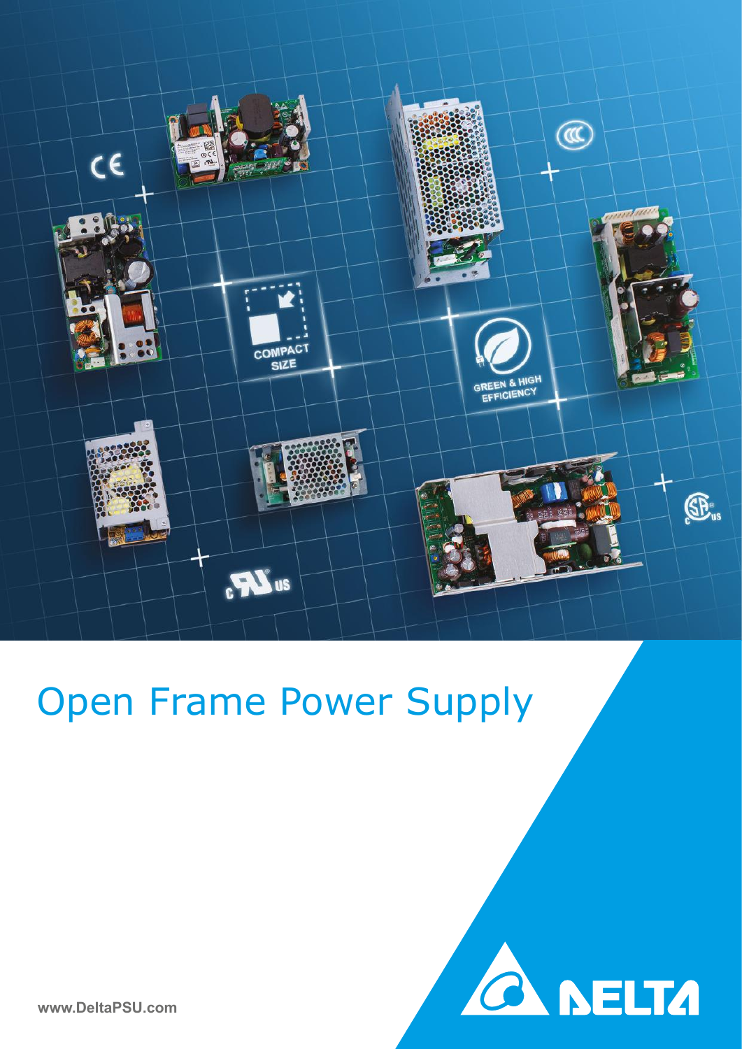# Open Frame Power Supply

www.DeltaPSU.com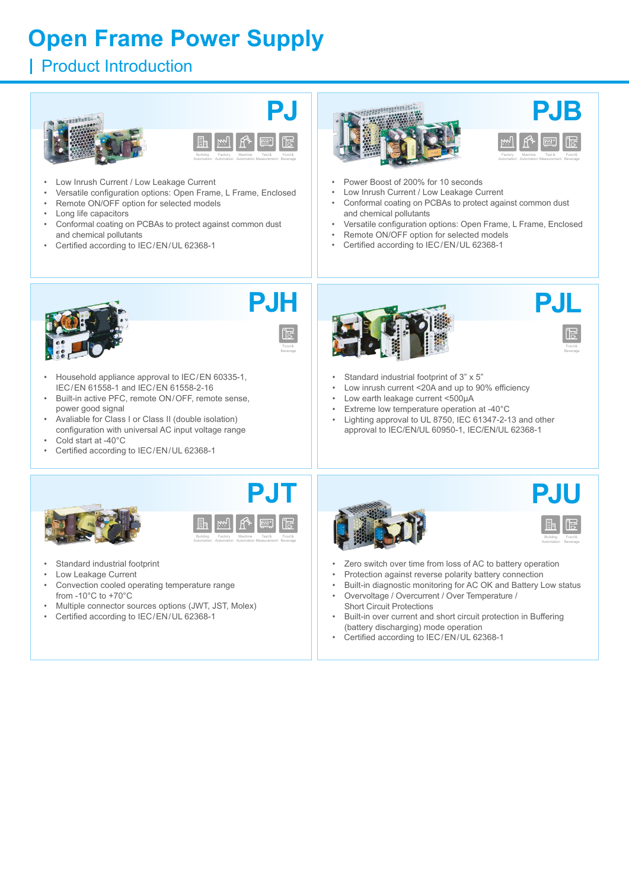# Open Frame Power Supply

## Product Introduction

### PJ

Building Automation | Factory Automation | Machine Automation | Test & Measurement | Food & Beverage

- Low Inrush Current / Low Leakage Current
- Versatile configuration options: Open Frame, L Frame, Enclosed
- Remote ON/OFF option for selected models
- Long life capacitors
- Conformal coating on PCBAs to protect against common dust and chemical pollutants
- Certified according to IEC/EN/UL 62368-1

### PJB

Factory Automation | Machine Automation | Test & Measurement | Food & Beverage

- Power Boost of 200% for 10 seconds
- Low Inrush Current / Low Leakage Current
- Conformal coating on PCBAs to protect against common dust and chemical pollutants
- Versatile configuration options: Open Frame, L Frame, Enclosed
- Remote ON/OFF option for selected models
- Certified according to IEC/EN/UL 62368-1

### PJH

Food & Beverage

- Household appliance approval to IEC/EN 60335-1, IEC/EN 61558-1 and IEC/EN 61558-2-16
- Built-in active PFC, remote ON/OFF, remote sense, power good signal
- Avaliable for Class I or Class II (double isolation) configuration with universal AC input voltage range
- Cold start at -40°C
- Certified according to IEC/EN/UL 62368-1

### PJL

Food & Beverage

- Standard industrial footprint of 3" x 5"
- Low inrush current <20A and up to 90% efficiency
- Low earth leakage current <500µA
- Extreme low temperature operation at -40°C
- Lighting approval to UL 8750, IEC 61347-2-13 and other approval to IEC/EN/UL 60950-1, IEC/EN/UL 62368-1

### PJT

Building Automation | Factory Automation | Machine Automation | Test & Measurement | Food & Beverage

- Standard industrial footprint
- Low Leakage Current
- Convection cooled operating temperature range from -10°C to +70°C
- Multiple connector sources options (JWT, JST, Molex)
- Certified according to IEC/EN/UL 62368-1

### PJU

Building Automation | Food & Beverage

- Zero switch over time from loss of AC to battery operation
- Protection against reverse polarity battery connection
- Built-in diagnostic monitoring for AC OK and Battery Low status
- Overvoltage / Overcurrent / Over Temperature / Short Circuit Protections
- Built-in over current and short circuit protection in Buffering (battery discharging) mode operation
- Certified according to IEC/EN/UL 62368-1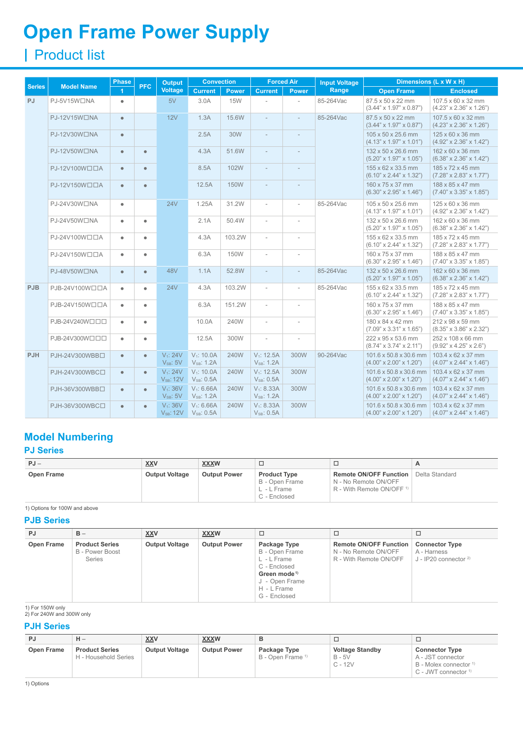# Open Frame Power Supply

## Product list

| Series | Model Name | Phase | PFC | Output Voltage | Convection | | Forced Air | | Input Voltage Range | Dimensions (L x W x H) | |
|---|---|---|---|---|---|---|---|---|---|---|---|
| | | 1 | | | Current | Power | Current | Power | | Open Frame | Enclosed |
| PJ | PJ-5V15W☐NA | ● | | 5V | 3.0A | 15W | - | - | 85-264Vac | 87.5 x 50 x 22 mm (3.44" x 1.97" x 0.87") | 107.5 x 60 x 32 mm (4.23" x 2.36" x 1.26") |
| | PJ-12V15W☐NA | ● | | 12V | 1.3A | 15.6W | - | - | 85-264Vac | 87.5 x 50 x 22 mm (3.44" x 1.97" x 0.87") | 107.5 x 60 x 32 mm (4.23" x 2.36" x 1.26") |
| | PJ-12V30W☐NA | ● | | | 2.5A | 30W | - | - | | 105 x 50 x 25.6 mm (4.13" x 1.97" x 1.01") | 125 x 60 x 36 mm (4.92" x 2.36" x 1.42") |
| | PJ-12V50W☐NA | ● | ● | | 4.3A | 51.6W | - | - | | 132 x 50 x 26.6 mm (5.20" x 1.97" x 1.05") | 162 x 60 x 36 mm (6.38" x 2.36" x 1.42") |
| | PJ-12V100W☐☐A | ● | ● | | 8.5A | 102W | - | - | | 155 x 62 x 33.5 mm (6.10" x 2.44" x 1.32") | 185 x 72 x 45 mm (7.28" x 2.83" x 1.77") |
| | PJ-12V150W☐☐A | ● | ● | | 12.5A | 150W | - | - | | 160 x 75 x 37 mm (6.30" x 2.95" x 1.46") | 188 x 85 x 47 mm (7.40" x 3.35" x 1.85") |
| | PJ-24V30W☐NA | ● | | 24V | 1.25A | 31.2W | - | - | 85-264Vac | 105 x 50 x 25.6 mm (4.13" x 1.97" x 1.01") | 125 x 60 x 36 mm (4.92" x 2.36" x 1.42") |
| | PJ-24V50W☐NA | ● | ● | | 2.1A | 50.4W | - | - | | 132 x 50 x 26.6 mm (5.20" x 1.97" x 1.05") | 162 x 60 x 36 mm (6.38" x 2.36" x 1.42") |
| | PJ-24V100W☐☐A | ● | ● | | 4.3A | 103.2W | - | - | | 155 x 62 x 33.5 mm (6.10" x 2.44" x 1.32") | 185 x 72 x 45 mm (7.28" x 2.83" x 1.77") |
| | PJ-24V150W☐☐A | ● | ● | | 6.3A | 150W | - | - | | 160 x 75 x 37 mm (6.30" x 2.95" x 1.46") | 188 x 85 x 47 mm (7.40" x 3.35" x 1.85") |
| | PJ-48V50W☐NA | ● | ● | 48V | 1.1A | 52.8W | - | - | 85-264Vac | 132 x 50 x 26.6 mm (5.20" x 1.97" x 1.05") | 162 x 60 x 36 mm (6.38" x 2.36" x 1.42") |
| PJB | PJB-24V100W☐☐A | ● | ● | 24V | 4.3A | 103.2W | - | - | 85-264Vac | 155 x 62 x 33.5 mm (6.10" x 2.44" x 1.32") | 185 x 72 x 45 mm (7.28" x 2.83" x 1.77") |
| | PJB-24V150W☐☐A | ● | ● | | 6.3A | 151.2W | - | - | | 160 x 75 x 37 mm (6.30" x 2.95" x 1.46") | 188 x 85 x 47 mm (7.40" x 3.35" x 1.85") |
| | PJB-24V240W☐☐☐ | ● | ● | | 10.0A | 240W | - | - | | 180 x 84 x 42 mm (7.09" x 3.31" x 1.65") | 212 x 98 x 59 mm (8.35" x 3.86" x 2.32") |
| | PJB-24V300W☐☐☐ | ● | ● | | 12.5A | 300W | - | - | | 222 x 95 x 53.6 mm (8.74" x 3.74" x 2.11") | 252 x 108 x 66 mm (9.92" x 4.25" x 2.6") |
| PJH | PJH-24V300WBB☐ | ● | ● | $V_1$: 24V $V_{SB}$: 5V | $V_1$: 10.0A $V_{SB}$: 1.2A | 240W | $V_1$: 12.5A $V_{SB}$: 1.2A | 300W | 90-264Vac | 101.6 x 50.8 x 30.6 mm (4.00" x 2.00" x 1.20") | 103.4 x 62 x 37 mm (4.07" x 2.44" x 1.46") |
| | PJH-24V300WBC☐ | ● | ● | $V_1$: 24V $V_{SB}$: 12V | $V_1$: 10.0A $V_{SB}$: 0.5A | 240W | $V_1$: 12.5A $V_{SB}$: 0.5A | 300W | | 101.6 x 50.8 x 30.6 mm (4.00" x 2.00" x 1.20") | 103.4 x 62 x 37 mm (4.07" x 2.44" x 1.46") |
| | PJH-36V300WBB☐ | ● | ● | $V_1$: 36V $V_{SB}$: 5V | $V_1$: 6.66A $V_{SB}$: 1.2A | 240W | $V_1$: 8.33A $V_{SB}$: 1.2A | 300W | | 101.6 x 50.8 x 30.6 mm (4.00" x 2.00" x 1.20") | 103.4 x 62 x 37 mm (4.07" x 2.44" x 1.46") |
| | PJH-36V300WBC☐ | ● | ● | $V_1$: 36V $V_{SB}$: 12V | $V_1$: 6.66A $V_{SB}$: 0.5A | 240W | $V_1$: 8.33A $V_{SB}$: 0.5A | 300W | | 101.6 x 50.8 x 30.6 mm (4.00" x 2.00" x 1.20") | 103.4 x 62 x 37 mm (4.07" x 2.44" x 1.46") |

## Model Numbering

### PJ Series

| PJ – | XXV | XXXW | ☐ | ☐ | A |
|---|---|---|---|---|---|
| **Open Frame** | **Output Voltage** | **Output Power** | **Product Type**<br>B - Open Frame<br>L - L Frame<br>C - Enclosed | **Remote ON/OFF Function**<br>N - No Remote ON/OFF<br>R - With Remote ON/OFF [1] | Delta Standard |

1) Options for 100W and above

### PJB Series

| PJ | B – | XXV | XXXW | ☐ | ☐ | ☐ |
|---|---|---|---|---|---|---|
| **Open Frame** | **Product Series**<br>B - Power Boost Series | **Output Voltage** | **Output Power** | **Package Type**<br>B - Open Frame<br>L - L Frame<br>C - Enclosed<br>**Green mode** [1]<br>J - Open Frame<br>H - L Frame<br>G - Enclosed | **Remote ON/OFF Function**<br>N - No Remote ON/OFF<br>R - With Remote ON/OFF | **Connector Type**<br>A - Harness<br>J - IP20 connector [2] |

1) For 150W only
2) For 240W and 300W only

### PJH Series

| PJ | H – | XXV | XXXW | B | ☐ | ☐ |
|---|---|---|---|---|---|---|
| **Open Frame** | **Product Series**<br>H - Household Series | **Output Voltage** | **Output Power** | **Package Type**<br>B - Open Frame [1] | **Voltage Standby**<br>B - 5V<br>C - 12V | **Connector Type**<br>A - JST connector<br>B - Molex connector [1]<br>C - JWT connector [1] |

1) Options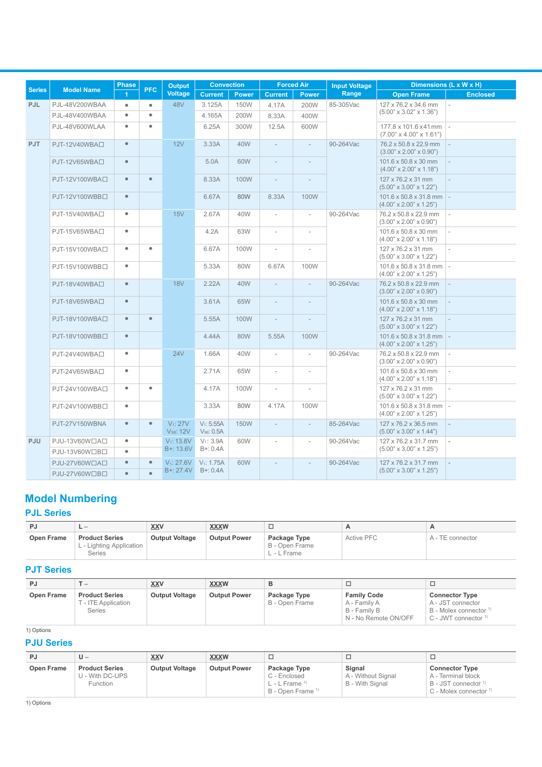| Series | Model Name | Phase | PFC | Output Voltage | Convection | | Forced Air | | Input Voltage Range | Dimensions (L x W x H) | |
|---|---|---|---|---|---|---|---|---|---|---|---|
| | | 1 | | | Current | Power | Current | Power | | Open Frame | Enclosed |
| PJL | PJL-48V200WBAA | • | • | 48V | 3.125A | 150W | 4.17A | 200W | 85-305Vac | 127 x 76.2 x 34.6 mm (5.00" x 3.02" x 1.36") | - |
| | PJL-48V400WBAA | • | • | | 4.165A | 200W | 8.33A | 400W | | | |
| | PJL-48V600WLAA | • | • | | 6.25A | 300W | 12.5A | 600W | | 177.8 x 101.6 x 41 mm (7.00" x 4.00" x 1.61") | - |
| PJT | PJT-12V40WBA☐ | • | | 12V | 3.33A | 40W | - | - | 90-264Vac | 76.2 x 50.8 x 22.9 mm (3.00" x 2.00" x 0.90") | - |
| | PJT-12V65WBA☐ | • | | | 5.0A | 60W | - | - | | 101.6 x 50.8 x 30 mm (4.00" x 2.00" x 1.18") | - |
| | PJT-12V100WBA☐ | • | • | | 8.33A | 100W | - | - | | 127 x 76.2 x 31 mm (5.00" x 3.00" x 1.22") | - |
| | PJT-12V100WBB☐ | • | | | 6.67A | 80W | 8.33A | 100W | | 101.6 x 50.8 x 31.8 mm (4.00" x 2.00" x 1.25") | - |
| | PJT-15V40WBA☐ | • | | 15V | 2.67A | 40W | - | - | 90-264Vac | 76.2 x 50.8 x 22.9 mm (3.00" x 2.00" x 0.90") | - |
| | PJT-15V65WBA☐ | • | | | 4.2A | 63W | - | - | | 101.6 x 50.8 x 30 mm (4.00" x 2.00" x 1.18") | - |
| | PJT-15V100WBA☐ | • | • | | 6.67A | 100W | - | - | | 127 x 76.2 x 31 mm (5.00" x 3.00" x 1.22") | - |
| | PJT-15V100WBB☐ | • | | | 5.33A | 80W | 6.67A | 100W | | 101.6 x 50.8 x 31.8 mm (4.00" x 2.00" x 1.25") | - |
| | PJT-18V40WBA☐ | • | | 18V | 2.22A | 40W | - | - | 90-264Vac | 76.2 x 50.8 x 22.9 mm (3.00" x 2.00" x 0.90") | - |
| | PJT-18V65WBA☐ | • | | | 3.61A | 65W | - | - | | 101.6 x 50.8 x 30 mm (4.00" x 2.00" x 1.18") | - |
| | PJT-18V100WBA☐ | • | • | | 5.55A | 100W | - | - | | 127 x 76.2 x 31 mm (5.00" x 3.00" x 1.22") | - |
| | PJT-18V100WBB☐ | • | | | 4.44A | 80W | 5.55A | 100W | | 101.6 x 50.8 x 31.8 mm (4.00" x 2.00" x 1.25") | - |
| | PJT-24V40WBA☐ | • | | 24V | 1.66A | 40W | - | - | 90-264Vac | 76.2 x 50.8 x 22.9 mm (3.00" x 2.00" x 0.90") | - |
| | PJT-24V65WBA☐ | • | | | 2.71A | 65W | - | - | | 101.6 x 50.8 x 30 mm (4.00" x 2.00" x 1.18") | - |
| | PJT-24V100WBA☐ | • | • | | 4.17A | 100W | - | - | | 127 x 76.2 x 31 mm (5.00" x 3.00" x 1.22") | - |
| | PJT-24V100WBB☐ | • | | | 3.33A | 80W | 4.17A | 100W | | 101.6 x 50.8 x 31.8 mm (4.00" x 2.00" x 1.25") | - |
| | PJT-27V150WBNA | • | • | $V_1$: 27V $V_{SB}$: 12V | $V_1$: 5.55A $V_{SB}$: 0.5A | 150W | - | - | 85-264Vac | 127 x 76.2 x 36.5 mm (5.00" x 3.00" x 1.44") | - |
| PJU | PJU-13V60W☐A☐ | • | | $V_1$: 13.8V B+: 13.6V | $V_1$: 3.9A B+: 0.4A | 60W | - | - | 90-264Vac | 127 x 76.2 x 31.7 mm (5.00" x 3.00" x 1.25") | - |
| | PJU-13V60W☐B☐ | • | | | | | | | | | |
| | PJU-27V60W☐A☐ | • | • | $V_1$: 27.6V B+: 27.4V | $V_1$: 1.75A B+: 0.4A | 60W | - | - | 90-264Vac | 127 x 76.2 x 31.7 mm (5.00" x 3.00" x 1.25") | - |
| | PJU-27V60W☐B☐ | • | • | | | | | | | | |

## Model Numbering

### PJL Series

| PJ | L – | XXV | XXXW | ☐ | A | A |
|---|---|---|---|---|---|---|
| Open Frame | **Product Series** L - Lighting Application Series | **Output Voltage** | **Output Power** | **Package Type** B - Open Frame L - L Frame | Active PFC | A - TE connector |

### PJT Series

| PJ | T – | XXV | XXXW | B | ☐ | ☐ |
|---|---|---|---|---|---|---|
| Open Frame | **Product Series** T - ITE Application Series | **Output Voltage** | **Output Power** | **Package Type** B - Open Frame | **Family Code** A - Family A B - Family B N - No Remote ON/OFF | **Connector Type** A - JST connector B - Molex connector [1] C - JWT connector [1] |

1) Options

### PJU Series

| PJ | U – | XXV | XXXW | ☐ | ☐ | ☐ |
|---|---|---|---|---|---|---|
| Open Frame | **Product Series** U - With DC-UPS Function | **Output Voltage** | **Output Power** | **Package Type** C - Enclosed L - L Frame [1] B - Open Frame [1] | **Signal** A - Without Signal B - With Signal | **Connector Type** A - Terminal block B - JST connector [1] C - Molex connector [1] |

1) Options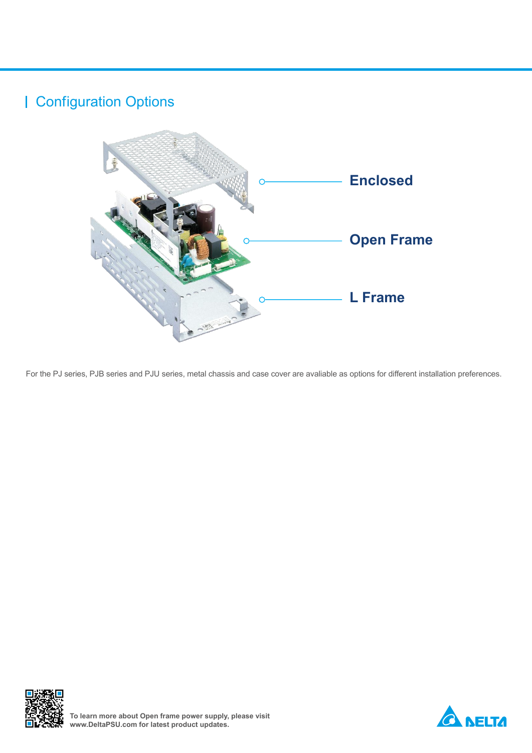## Configuration Options

Enclosed

Open Frame

L Frame

For the PJ series, PJB series and PJU series, metal chassis and case cover are avaliable as options for different installation preferences.

**To learn more about Open frame power supply, please visit www.DeltaPSU.com for latest product updates.**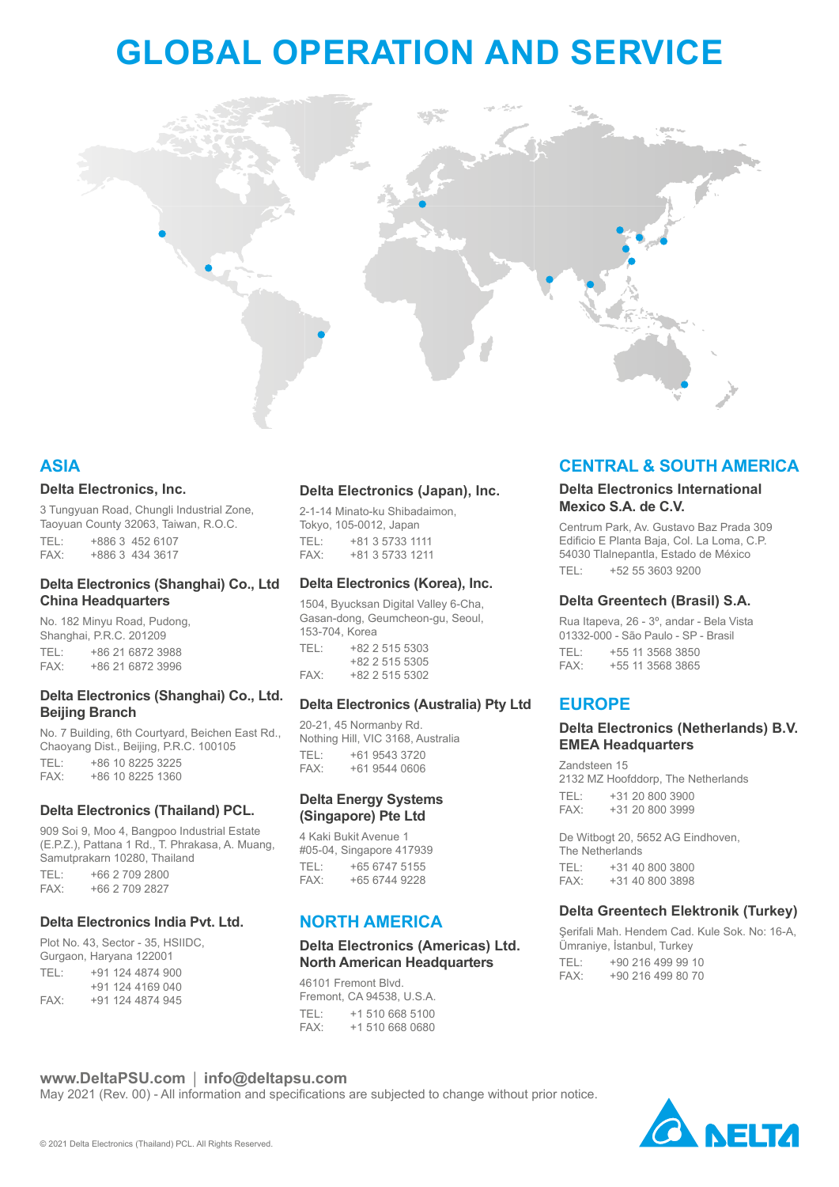# GLOBAL OPERATION AND SERVICE

## ASIA

### Delta Electronics, Inc.

3 Tungyuan Road, Chungli Industrial Zone,
Taoyuan County 32063, Taiwan, R.O.C.
TEL: +886 3 452 6107
FAX: +886 3 434 3617

### Delta Electronics (Shanghai) Co., Ltd China Headquarters

No. 182 Minyu Road, Pudong,
Shanghai, P.R.C. 201209
TEL: +86 21 6872 3988
FAX: +86 21 6872 3996

### Delta Electronics (Shanghai) Co., Ltd. Beijing Branch

No. 7 Building, 6th Courtyard, Beichen East Rd.,
Chaoyang Dist., Beijing, P.R.C. 100105
TEL: +86 10 8225 3225
FAX: +86 10 8225 1360

### Delta Electronics (Thailand) PCL.

909 Soi 9, Moo 4, Bangpoo Industrial Estate
(E.P.Z.), Pattana 1 Rd., T. Phraksa, A. Muang,
Samutprakarn 10280, Thailand
TEL: +66 2 709 2800
FAX: +66 2 709 2827

### Delta Electronics India Pvt. Ltd.

Plot No. 43, Sector - 35, HSIIDC,
Gurgaon, Haryana 122001
TEL: +91 124 4874 900
+91 124 4169 040
FAX: +91 124 4874 945

### Delta Electronics (Japan), Inc.

2-1-14 Minato-ku Shibadaimon,
Tokyo, 105-0012, Japan
TEL: +81 3 5733 1111
FAX: +81 3 5733 1211

### Delta Electronics (Korea), Inc.

1504, Byucksan Digital Valley 6-Cha,
Gasan-dong, Geumcheon-gu, Seoul,
153-704, Korea
TEL: +82 2 515 5303
+82 2 515 5305
FAX: +82 2 515 5302

### Delta Electronics (Australia) Pty Ltd

20-21, 45 Normanby Rd.
Nothing Hill, VIC 3168, Australia
TEL: +61 9543 3720
FAX: +61 9544 0606

### Delta Energy Systems (Singapore) Pte Ltd

4 Kaki Bukit Avenue 1
#05-04, Singapore 417939
TEL: +65 6747 5155
FAX: +65 6744 9228

## NORTH AMERICA

### Delta Electronics (Americas) Ltd. North American Headquarters

46101 Fremont Blvd.
Fremont, CA 94538, U.S.A.
TEL: +1 510 668 5100
FAX: +1 510 668 0680

## CENTRAL & SOUTH AMERICA

### Delta Electronics International Mexico S.A. de C.V.

Centrum Park, Av. Gustavo Baz Prada 309
Edificio E Planta Baja, Col. La Loma, C.P.
54030 Tlalnepantla, Estado de México
TEL: +52 55 3603 9200

### Delta Greentech (Brasil) S.A.

Rua Itapeva, 26 - 3º, andar - Bela Vista
01332-000 - São Paulo - SP - Brasil
TEL: +55 11 3568 3850
FAX: +55 11 3568 3865

## EUROPE

### Delta Electronics (Netherlands) B.V. EMEA Headquarters

Zandsteen 15
2132 MZ Hoofddorp, The Netherlands
TEL: +31 20 800 3900
FAX: +31 20 800 3999

De Witbogt 20, 5652 AG Eindhoven,
The Netherlands
TEL: +31 40 800 3800
FAX: +31 40 800 3898

### Delta Greentech Elektronik (Turkey)

Şerifali Mah. Hendem Cad. Kule Sok. No: 16-A,
Ümraniye, İstanbul, Turkey
TEL: +90 216 499 99 10
FAX: +90 216 499 80 70

**www.DeltaPSU.com | info@deltapsu.com**
May 2021 (Rev. 00) - All information and specifications are subjected to change without prior notice.

© 2021 Delta Electronics (Thailand) PCL. All Rights Reserved.